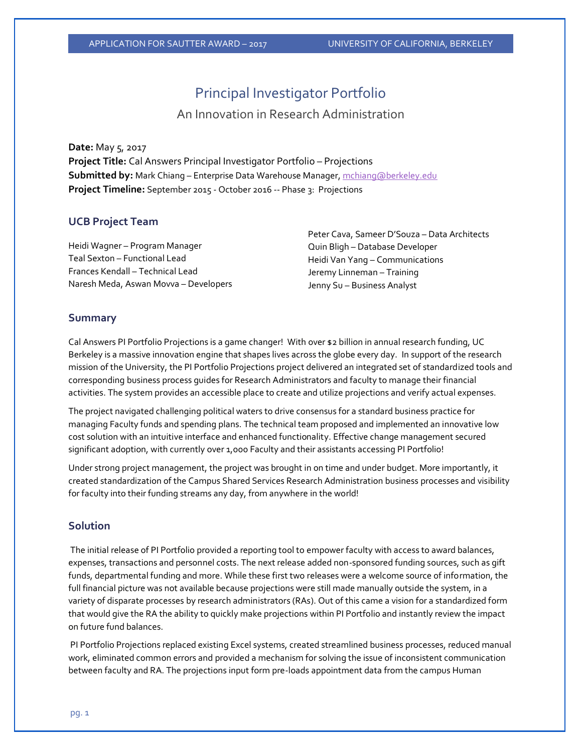# Principal Investigator Portfolio

## An Innovation in Research Administration

**Date:** May 5, 2017
**Project Title:** Cal Answers Principal Investigator Portfolio – Projections
**Submitted by:** Mark Chiang – Enterprise Data Warehouse Manager, mchiang@berkeley.edu
**Project Timeline:** September 2015 - October 2016 -- Phase 3: Projections

### UCB Project Team

Heidi Wagner – Program Manager
Teal Sexton – Functional Lead
Frances Kendall – Technical Lead
Naresh Meda, Aswan Movva – Developers
Peter Cava, Sameer D'Souza – Data Architects
Quin Bligh – Database Developer
Heidi Van Yang – Communications
Jeremy Linneman – Training
Jenny Su – Business Analyst

### Summary

Cal Answers PI Portfolio Projections is a game changer! With over $2 billion in annual research funding, UC Berkeley is a massive innovation engine that shapes lives across the globe every day. In support of the research mission of the University, the PI Portfolio Projections project delivered an integrated set of standardized tools and corresponding business process guides for Research Administrators and faculty to manage their financial activities. The system provides an accessible place to create and utilize projections and verify actual expenses.

The project navigated challenging political waters to drive consensus for a standard business practice for managing Faculty funds and spending plans. The technical team proposed and implemented an innovative low cost solution with an intuitive interface and enhanced functionality. Effective change management secured significant adoption, with currently over 1,000 Faculty and their assistants accessing PI Portfolio!

Under strong project management, the project was brought in on time and under budget. More importantly, it created standardization of the Campus Shared Services Research Administration business processes and visibility for faculty into their funding streams any day, from anywhere in the world!

### Solution

The initial release of PI Portfolio provided a reporting tool to empower faculty with access to award balances, expenses, transactions and personnel costs. The next release added non-sponsored funding sources, such as gift funds, departmental funding and more. While these first two releases were a welcome source of information, the full financial picture was not available because projections were still made manually outside the system, in a variety of disparate processes by research administrators (RAs). Out of this came a vision for a standardized form that would give the RA the ability to quickly make projections within PI Portfolio and instantly review the impact on future fund balances.

PI Portfolio Projections replaced existing Excel systems, created streamlined business processes, reduced manual work, eliminated common errors and provided a mechanism for solving the issue of inconsistent communication between faculty and RA. The projections input form pre-loads appointment data from the campus Human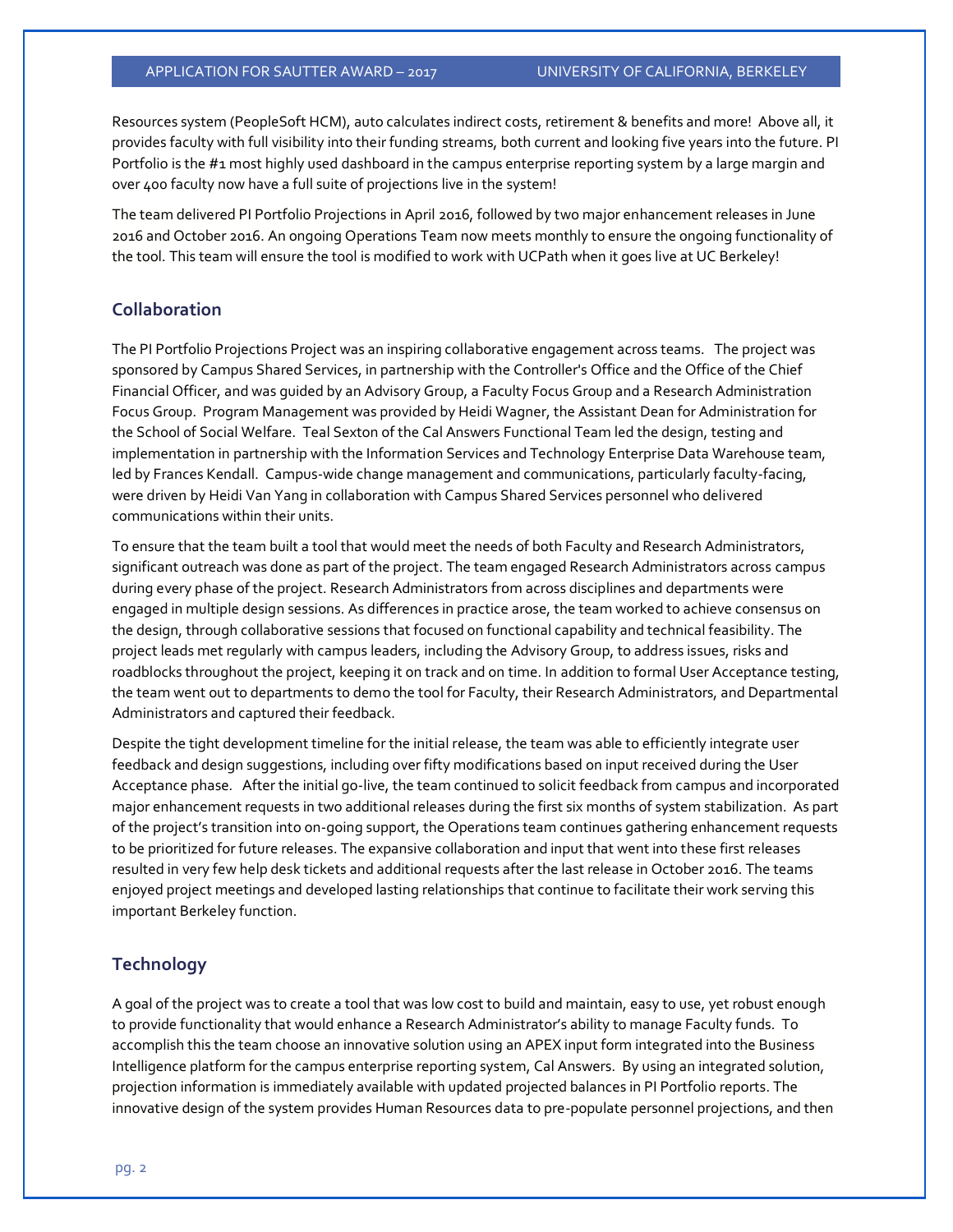Resources system (PeopleSoft HCM), auto calculates indirect costs, retirement & benefits and more! Above all, it provides faculty with full visibility into their funding streams, both current and looking five years into the future. PI Portfolio is the #1 most highly used dashboard in the campus enterprise reporting system by a large margin and over 400 faculty now have a full suite of projections live in the system!

The team delivered PI Portfolio Projections in April 2016, followed by two major enhancement releases in June 2016 and October 2016. An ongoing Operations Team now meets monthly to ensure the ongoing functionality of the tool. This team will ensure the tool is modified to work with UCPath when it goes live at UC Berkeley!

## Collaboration

The PI Portfolio Projections Project was an inspiring collaborative engagement across teams. The project was sponsored by Campus Shared Services, in partnership with the Controller's Office and the Office of the Chief Financial Officer, and was guided by an Advisory Group, a Faculty Focus Group and a Research Administration Focus Group. Program Management was provided by Heidi Wagner, the Assistant Dean for Administration for the School of Social Welfare. Teal Sexton of the Cal Answers Functional Team led the design, testing and implementation in partnership with the Information Services and Technology Enterprise Data Warehouse team, led by Frances Kendall. Campus-wide change management and communications, particularly faculty-facing, were driven by Heidi Van Yang in collaboration with Campus Shared Services personnel who delivered communications within their units.

To ensure that the team built a tool that would meet the needs of both Faculty and Research Administrators, significant outreach was done as part of the project. The team engaged Research Administrators across campus during every phase of the project. Research Administrators from across disciplines and departments were engaged in multiple design sessions. As differences in practice arose, the team worked to achieve consensus on the design, through collaborative sessions that focused on functional capability and technical feasibility. The project leads met regularly with campus leaders, including the Advisory Group, to address issues, risks and roadblocks throughout the project, keeping it on track and on time. In addition to formal User Acceptance testing, the team went out to departments to demo the tool for Faculty, their Research Administrators, and Departmental Administrators and captured their feedback.

Despite the tight development timeline for the initial release, the team was able to efficiently integrate user feedback and design suggestions, including over fifty modifications based on input received during the User Acceptance phase. After the initial go-live, the team continued to solicit feedback from campus and incorporated major enhancement requests in two additional releases during the first six months of system stabilization. As part of the project's transition into on-going support, the Operations team continues gathering enhancement requests to be prioritized for future releases. The expansive collaboration and input that went into these first releases resulted in very few help desk tickets and additional requests after the last release in October 2016. The teams enjoyed project meetings and developed lasting relationships that continue to facilitate their work serving this important Berkeley function.

## Technology

A goal of the project was to create a tool that was low cost to build and maintain, easy to use, yet robust enough to provide functionality that would enhance a Research Administrator's ability to manage Faculty funds. To accomplish this the team choose an innovative solution using an APEX input form integrated into the Business Intelligence platform for the campus enterprise reporting system, Cal Answers. By using an integrated solution, projection information is immediately available with updated projected balances in PI Portfolio reports. The innovative design of the system provides Human Resources data to pre-populate personnel projections, and then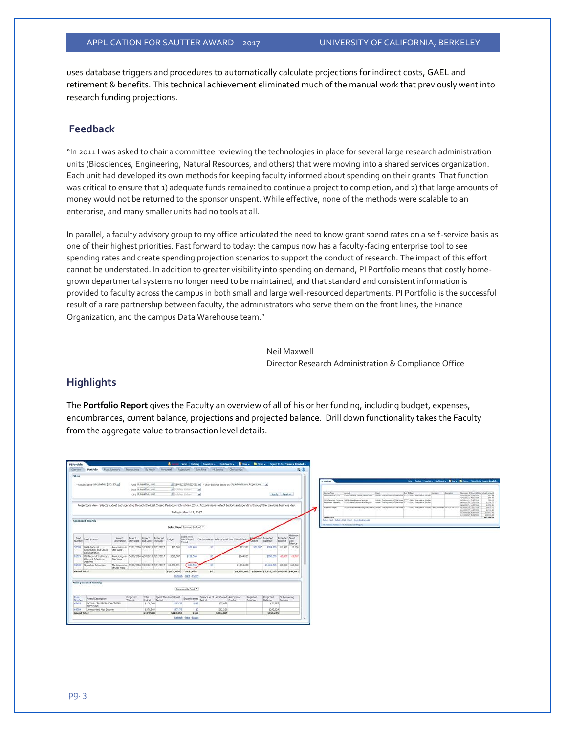uses database triggers and procedures to automatically calculate projections for indirect costs, GAEL and retirement & benefits. This technical achievement eliminated much of the manual work that previously went into research funding projections.

## Feedback

"In 2011 I was asked to chair a committee reviewing the technologies in place for several large research administration units (Biosciences, Engineering, Natural Resources, and others) that were moving into a shared services organization. Each unit had developed its own methods for keeping faculty informed about spending on their grants. That function was critical to ensure that 1) adequate funds remained to continue a project to completion, and 2) that large amounts of money would not be returned to the sponsor unspent. While effective, none of the methods were scalable to an enterprise, and many smaller units had no tools at all.

In parallel, a faculty advisory group to my office articulated the need to know grant spend rates on a self-service basis as one of their highest priorities. Fast forward to today: the campus now has a faculty-facing enterprise tool to see spending rates and create spending projection scenarios to support the conduct of research. The impact of this effort cannot be understated. In addition to greater visibility into spending on demand, PI Portfolio means that costly home-grown departmental systems no longer need to be maintained, and that standard and consistent information is provided to faculty across the campus in both small and large well-resourced departments. PI Portfolio is the successful result of a rare partnership between faculty, the administrators who serve them on the front lines, the Finance Organization, and the campus Data Warehouse team."

Neil Maxwell
Director Research Administration & Compliance Office

## Highlights

The **Portfolio Report** gives the Faculty an overview of all of his or her funding, including budget, expenses, encumbrances, current balance, projections and projected balance. Drill down functionality takes the Faculty from the aggregate value to transaction level details.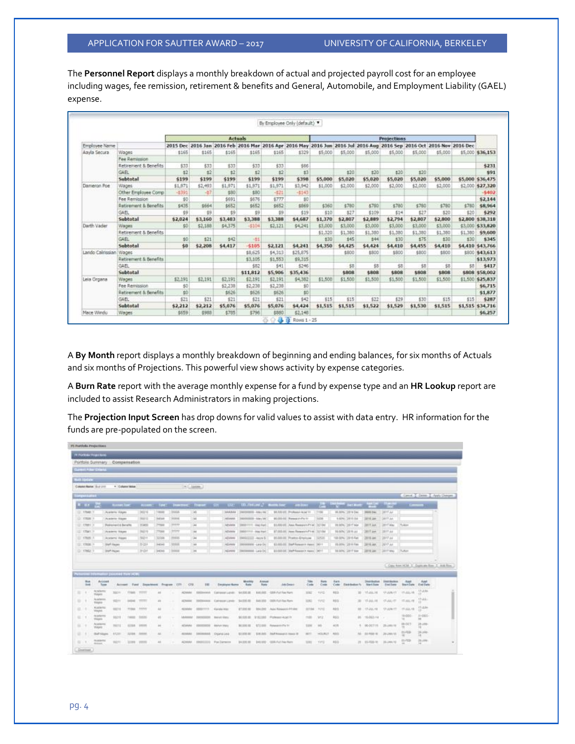The **Personnel Report** displays a monthly breakdown of actual and projected payroll cost for an employee including wages, fee remission, retirement & benefits and General, Automobile, and Employment Liability (GAEL) expense.

By Employee Only (default)

| | | Actuals | | | | | | Projections | | | | | | | |
|---|---|---|---|---|---|---|---|---|---|---|---|---|---|---|---|
| Employee Name | | 2015 Dec | 2016 Jan | 2016 Feb | 2016 Mar | 2016 Apr | 2016 May | 2016 Jun | 2016 Jul | 2016 Aug | 2016 Sep | 2016 Oct | 2016 Nov | 2016 Dec | |
| Aayla Secura | Wages | $165 | $165 | $165 | $165 | $165 | $329 | $5,000 | $5,000 | $5,000 | $5,000 | $5,000 | $5,000 | $5,000 | $36,153 |
| | Fee Remission | | | | | | | | | | | | | | |
| | Retirement & Benefits | $33 | $33 | $33 | $33 | $33 | $66 | | | | | | | | $231 |
| | GAEL | $2 | $2 | $2 | $2 | $2 | $3 | | $20 | $20 | $20 | $20 | | | $91 |
| | **Subtotal** | **$199** | **$199** | **$199** | **$199** | **$199** | **$398** | **$5,000** | **$5,020** | **$5,020** | **$5,020** | **$5,020** | **$5,000** | **$5,000** | **$36,475** |
| Dameron Poe | Wages | $1,971 | $2,493 | $1,971 | $1,971 | $1,971 | $3,942 | $1,000 | $2,000 | $2,000 | $2,000 | $2,000 | $2,000 | $2,000 | $27,320 |
| | Other Employee Comp | -$391 | -$7 | $80 | $80 | -$21 | -$143 | | | | | | | | -$402 |
| | Fee Remission | $0 | | $691 | $676 | $777 | $0 | | | | | | | | $2,144 |
| | Retirement & Benefits | $435 | $664 | $652 | $652 | $652 | $869 | $360 | $780 | $780 | $780 | $780 | $780 | $780 | $8,964 |
| | GAEL | $9 | $9 | $9 | $9 | $9 | $19 | $10 | $27 | $109 | $14 | $27 | $20 | $20 | $292 |
| | **Subtotal** | **$2,024** | **$3,160** | **$3,403** | **$3,388** | **$3,388** | **$4,687** | **$1,370** | **$2,807** | **$2,889** | **$2,794** | **$2,807** | **$2,800** | **$2,800** | **$38,318** |
| Darth Vader | Wages | $0 | $2,188 | $4,375 | -$104 | $2,121 | $4,241 | $3,000 | $3,000 | $3,000 | $3,000 | $3,000 | $3,000 | $3,000 | $33,820 |
| | Retirement & Benefits | | | | | | | $1,320 | $1,380 | $1,380 | $1,380 | $1,380 | $1,380 | $1,380 | $9,600 |
| | GAEL | $0 | $21 | $42 | -$1 | | | $30 | $45 | $44 | $30 | $75 | $30 | $30 | $345 |
| | **Subtotal** | **$0** | **$2,208** | **$4,417** | **-$105** | **$2,121** | **$4,241** | **$4,350** | **$4,425** | **$4,424** | **$4,410** | **$4,455** | **$4,410** | **$4,410** | **$43,766** |
| Lando Calrissian | Wages | | | | $8,625 | $4,313 | $25,875 | | $800 | $800 | $800 | $800 | $800 | $800 | $43,613 |
| | Retirement & Benefits | | | | $3,105 | $1,553 | $9,315 | | | | | | | | $13,973 |
| | GAEL | | | | $82 | $41 | $246 | | $8 | $8 | $8 | $8 | $8 | $8 | $417 |
| | **Subtotal** | | | | **$11,812** | **$5,906** | **$35,436** | | **$808** | **$808** | **$808** | **$808** | **$808** | **$808** | **$58,002** |
| Leia Organa | Wages | $2,191 | $2,191 | $2,191 | $2,191 | $2,191 | $4,382 | $1,500 | $1,500 | $1,500 | $1,500 | $1,500 | $1,500 | $1,500 | $25,837 |
| | Fee Remission | $0 | | $2,238 | $2,238 | $2,238 | $0 | | | | | | | | $6,715 |
| | Retirement & Benefits | $0 | | $626 | $626 | $626 | $0 | | | | | | | | $1,877 |
| | GAEL | $21 | $21 | $21 | $21 | $21 | $42 | $15 | $15 | $22 | $29 | $30 | $15 | $15 | $287 |
| | **Subtotal** | **$2,212** | **$2,212** | **$5,076** | **$5,076** | **$5,076** | **$4,424** | **$1,515** | **$1,515** | **$1,522** | **$1,529** | **$1,530** | **$1,515** | **$1,515** | **$34,716** |
| Mace Windu | Wages | $659 | $988 | $785 | $796 | $880 | $2,148 | | | | | | | | $6,257 |

Rows 1 - 25

A **By Month** report displays a monthly breakdown of beginning and ending balances, for six months of Actuals and six months of Projections. This powerful view shows activity by expense categories.

A **Burn Rate** report with the average monthly expense for a fund by expense type and an **HR Lookup** report are included to assist Research Administrators in making projections.

The **Projection Input Screen** has drop downs for valid values to assist with data entry. HR information for the funds are pre-populated on the screen.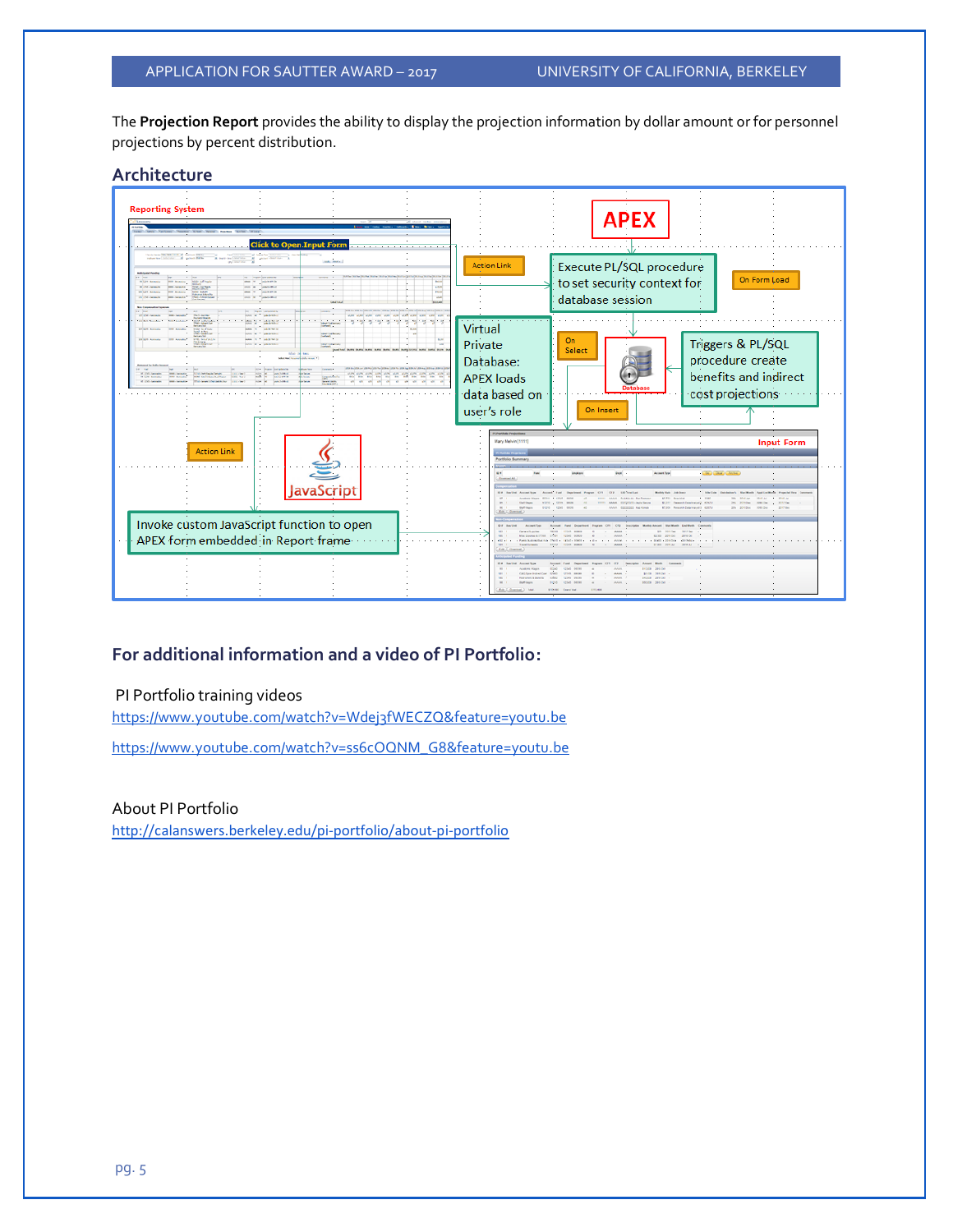The **Projection Report** provides the ability to display the projection information by dollar amount or for personnel projections by percent distribution.

## Architecture

Reporting System

Click to Open Input Form

APEX

Action Link

Execute PL/SQL procedure to set security context for database session

On Form Load

Virtual Private Database: APEX loads data based on user's role

On Select

Database

Triggers & PL/SQL procedure create benefits and indirect cost projections

On Insert

Action Link

JavaScript

Invoke custom JavaScript function to open APEX form embedded in Report frame

Input Form

## For additional information and a video of PI Portfolio:

PI Portfolio training videos

https://www.youtube.com/watch?v=Wdej3fWECZQ&feature=youtu.be

https://www.youtube.com/watch?v=ss6cOQNM_G8&feature=youtu.be

About PI Portfolio

http://calanswers.berkeley.edu/pi-portfolio/about-pi-portfolio